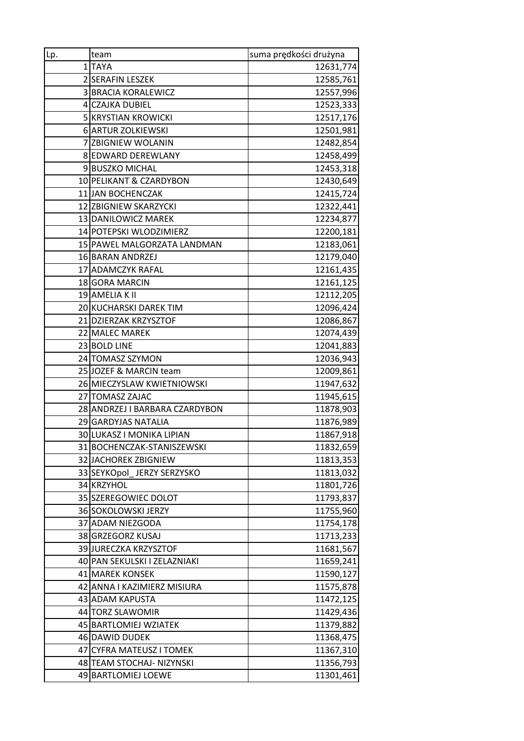| Lp. | team | suma prędkości drużyna |
|---|---|---|
| 1 | TAYA | 12631,774 |
| 2 | SERAFIN LESZEK | 12585,761 |
| 3 | BRACIA KORALEWICZ | 12557,996 |
| 4 | CZAJKA DUBIEL | 12523,333 |
| 5 | KRYSTIAN KROWICKI | 12517,176 |
| 6 | ARTUR ZOLKIEWSKI | 12501,981 |
| 7 | ZBIGNIEW WOLANIN | 12482,854 |
| 8 | EDWARD DEREWLANY | 12458,499 |
| 9 | BUSZKO MICHAL | 12453,318 |
| 10 | PELIKANT & CZARDYBON | 12430,649 |
| 11 | JAN BOCHENCZAK | 12415,724 |
| 12 | ZBIGNIEW SKARZYCKI | 12322,441 |
| 13 | DANILOWICZ MAREK | 12234,877 |
| 14 | POTEPSKI WLODZIMIERZ | 12200,181 |
| 15 | PAWEL MALGORZATA LANDMAN | 12183,061 |
| 16 | BARAN ANDRZEJ | 12179,040 |
| 17 | ADAMCZYK RAFAL | 12161,435 |
| 18 | GORA MARCIN | 12161,125 |
| 19 | AMELIA K II | 12112,205 |
| 20 | KUCHARSKI DAREK TIM | 12096,424 |
| 21 | DZIERZAK KRZYSZTOF | 12086,867 |
| 22 | MALEC MAREK | 12074,439 |
| 23 | BOLD LINE | 12041,883 |
| 24 | TOMASZ SZYMON | 12036,943 |
| 25 | JOZEF & MARCIN team | 12009,861 |
| 26 | MIECZYSLAW KWIETNIOWSKI | 11947,632 |
| 27 | TOMASZ ZAJAC | 11945,615 |
| 28 | ANDRZEJ I BARBARA CZARDYBON | 11878,903 |
| 29 | GARDYJAS NATALIA | 11876,989 |
| 30 | LUKASZ I MONIKA LIPIAN | 11867,918 |
| 31 | BOCHENCZAK-STANISZEWSKI | 11832,659 |
| 32 | JACHOREK ZBIGNIEW | 11813,353 |
| 33 | SEYKOpol_ JERZY SERZYSKO | 11813,032 |
| 34 | KRZYHOL | 11801,726 |
| 35 | SZEREGOWIEC DOLOT | 11793,837 |
| 36 | SOKOLOWSKI JERZY | 11755,960 |
| 37 | ADAM NIEZGODA | 11754,178 |
| 38 | GRZEGORZ KUSAJ | 11713,233 |
| 39 | JURECZKA KRZYSZTOF | 11681,567 |
| 40 | PAN SEKULSKI I ZELAZNIAKI | 11659,241 |
| 41 | MAREK KONSEK | 11590,127 |
| 42 | ANNA I KAZIMIERZ MISIURA | 11575,878 |
| 43 | ADAM KAPUSTA | 11472,125 |
| 44 | TORZ SLAWOMIR | 11429,436 |
| 45 | BARTLOMIEJ WZIATEK | 11379,882 |
| 46 | DAWID DUDEK | 11368,475 |
| 47 | CYFRA MATEUSZ I TOMEK | 11367,310 |
| 48 | TEAM STOCHAJ- NIZYNSKI | 11356,793 |
| 49 | BARTLOMIEJ LOEWE | 11301,461 |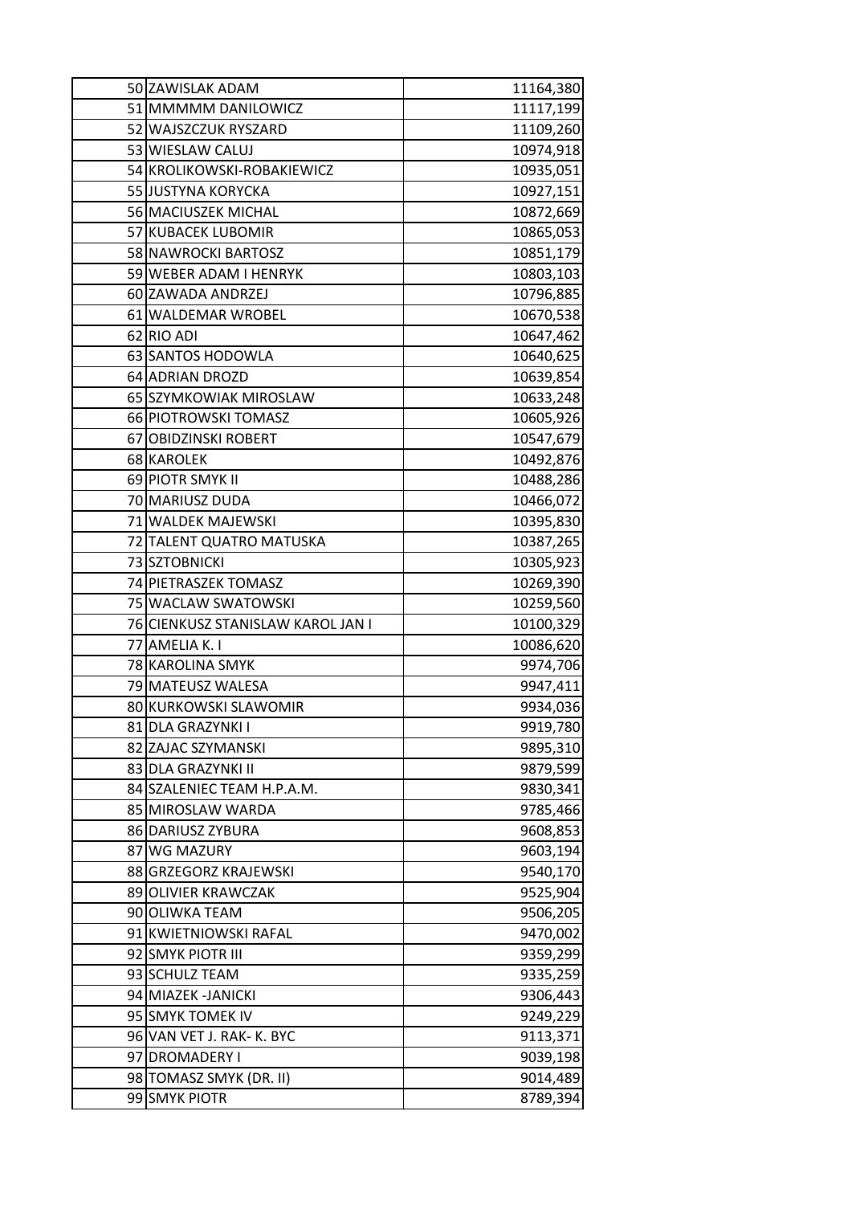| | | |
|---|---|---|
| 50 | ZAWISLAK ADAM | 11164,380 |
| 51 | MMMMM DANILOWICZ | 11117,199 |
| 52 | WAJSZCZUK RYSZARD | 11109,260 |
| 53 | WIESLAW CALUJ | 10974,918 |
| 54 | KROLIKOWSKI-ROBAKIEWICZ | 10935,051 |
| 55 | JUSTYNA KORYCKA | 10927,151 |
| 56 | MACIUSZEK MICHAL | 10872,669 |
| 57 | KUBACEK LUBOMIR | 10865,053 |
| 58 | NAWROCKI BARTOSZ | 10851,179 |
| 59 | WEBER ADAM I HENRYK | 10803,103 |
| 60 | ZAWADA ANDRZEJ | 10796,885 |
| 61 | WALDEMAR WROBEL | 10670,538 |
| 62 | RIO ADI | 10647,462 |
| 63 | SANTOS HODOWLA | 10640,625 |
| 64 | ADRIAN DROZD | 10639,854 |
| 65 | SZYMKOWIAK MIROSLAW | 10633,248 |
| 66 | PIOTROWSKI TOMASZ | 10605,926 |
| 67 | OBIDZINSKI ROBERT | 10547,679 |
| 68 | KAROLEK | 10492,876 |
| 69 | PIOTR SMYK II | 10488,286 |
| 70 | MARIUSZ DUDA | 10466,072 |
| 71 | WALDEK MAJEWSKI | 10395,830 |
| 72 | TALENT QUATRO MATUSKA | 10387,265 |
| 73 | SZTOBNICKI | 10305,923 |
| 74 | PIETRASZEK TOMASZ | 10269,390 |
| 75 | WACLAW SWATOWSKI | 10259,560 |
| 76 | CIENKUSZ STANISLAW KAROL JAN I | 10100,329 |
| 77 | AMELIA K. I | 10086,620 |
| 78 | KAROLINA SMYK | 9974,706 |
| 79 | MATEUSZ WALESA | 9947,411 |
| 80 | KURKOWSKI SLAWOMIR | 9934,036 |
| 81 | DLA GRAZYNKI I | 9919,780 |
| 82 | ZAJAC SZYMANSKI | 9895,310 |
| 83 | DLA GRAZYNKI II | 9879,599 |
| 84 | SZALENIEC TEAM H.P.A.M. | 9830,341 |
| 85 | MIROSLAW WARDA | 9785,466 |
| 86 | DARIUSZ ZYBURA | 9608,853 |
| 87 | WG MAZURY | 9603,194 |
| 88 | GRZEGORZ KRAJEWSKI | 9540,170 |
| 89 | OLIVIER KRAWCZAK | 9525,904 |
| 90 | OLIWKA TEAM | 9506,205 |
| 91 | KWIETNIOWSKI RAFAL | 9470,002 |
| 92 | SMYK PIOTR III | 9359,299 |
| 93 | SCHULZ TEAM | 9335,259 |
| 94 | MIAZEK -JANICKI | 9306,443 |
| 95 | SMYK TOMEK IV | 9249,229 |
| 96 | VAN VET J. RAK- K. BYC | 9113,371 |
| 97 | DROMADERY I | 9039,198 |
| 98 | TOMASZ SMYK (DR. II) | 9014,489 |
| 99 | SMYK PIOTR | 8789,394 |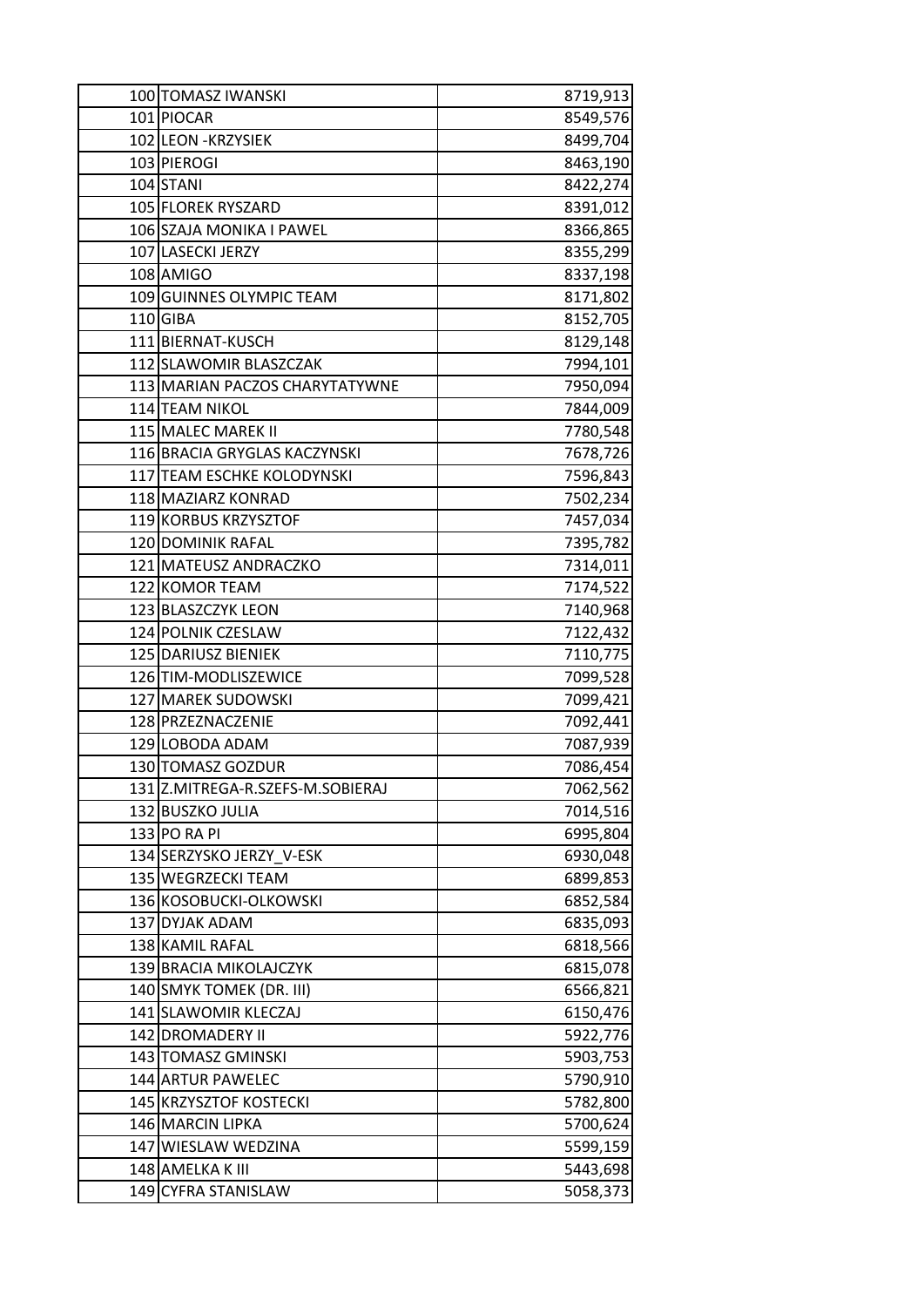| | | |
|---|---|---|
| 100 | TOMASZ IWANSKI | 8719,913 |
| 101 | PIOCAR | 8549,576 |
| 102 | LEON -KRZYSIEK | 8499,704 |
| 103 | PIEROGI | 8463,190 |
| 104 | STANI | 8422,274 |
| 105 | FLOREK RYSZARD | 8391,012 |
| 106 | SZAJA MONIKA I PAWEL | 8366,865 |
| 107 | LASECKI JERZY | 8355,299 |
| 108 | AMIGO | 8337,198 |
| 109 | GUINNES OLYMPIC TEAM | 8171,802 |
| 110 | GIBA | 8152,705 |
| 111 | BIERNAT-KUSCH | 8129,148 |
| 112 | SLAWOMIR BLASZCZAK | 7994,101 |
| 113 | MARIAN PACZOS CHARYTATYWNE | 7950,094 |
| 114 | TEAM NIKOL | 7844,009 |
| 115 | MALEC MAREK II | 7780,548 |
| 116 | BRACIA GRYGLAS KACZYNSKI | 7678,726 |
| 117 | TEAM ESCHKE KOLODYNSKI | 7596,843 |
| 118 | MAZIARZ KONRAD | 7502,234 |
| 119 | KORBUS KRZYSZTOF | 7457,034 |
| 120 | DOMINIK RAFAL | 7395,782 |
| 121 | MATEUSZ ANDRACZKO | 7314,011 |
| 122 | KOMOR TEAM | 7174,522 |
| 123 | BLASZCZYK LEON | 7140,968 |
| 124 | POLNIK CZESLAW | 7122,432 |
| 125 | DARIUSZ BIENIEK | 7110,775 |
| 126 | TIM-MODLISZEWICE | 7099,528 |
| 127 | MAREK SUDOWSKI | 7099,421 |
| 128 | PRZEZNACZENIE | 7092,441 |
| 129 | LOBODA ADAM | 7087,939 |
| 130 | TOMASZ GOZDUR | 7086,454 |
| 131 | Z.MITREGA-R.SZEFS-M.SOBIERAJ | 7062,562 |
| 132 | BUSZKO JULIA | 7014,516 |
| 133 | PO RA PI | 6995,804 |
| 134 | SERZYSKO JERZY_V-ESK | 6930,048 |
| 135 | WEGRZECKI TEAM | 6899,853 |
| 136 | KOSOBUCKI-OLKOWSKI | 6852,584 |
| 137 | DYJAK ADAM | 6835,093 |
| 138 | KAMIL RAFAL | 6818,566 |
| 139 | BRACIA MIKOLAJCZYK | 6815,078 |
| 140 | SMYK TOMEK (DR. III) | 6566,821 |
| 141 | SLAWOMIR KLECZAJ | 6150,476 |
| 142 | DROMADERY II | 5922,776 |
| 143 | TOMASZ GMINSKI | 5903,753 |
| 144 | ARTUR PAWELEC | 5790,910 |
| 145 | KRZYSZTOF KOSTECKI | 5782,800 |
| 146 | MARCIN LIPKA | 5700,624 |
| 147 | WIESLAW WEDZINA | 5599,159 |
| 148 | AMELKA K III | 5443,698 |
| 149 | CYFRA STANISLAW | 5058,373 |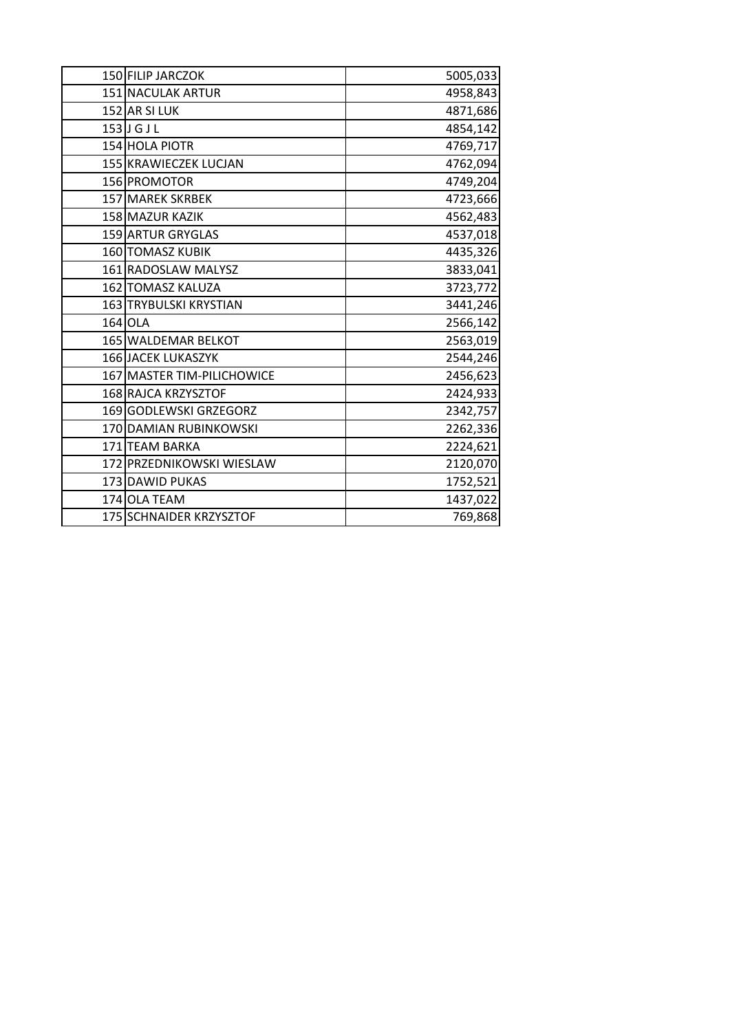| | | |
|---|---|---|
| 150 | FILIP JARCZOK | 5005,033 |
| 151 | NACULAK ARTUR | 4958,843 |
| 152 | AR SI LUK | 4871,686 |
| 153 | J G J L | 4854,142 |
| 154 | HOLA PIOTR | 4769,717 |
| 155 | KRAWIECZEK LUCJAN | 4762,094 |
| 156 | PROMOTOR | 4749,204 |
| 157 | MAREK SKRBEK | 4723,666 |
| 158 | MAZUR KAZIK | 4562,483 |
| 159 | ARTUR GRYGLAS | 4537,018 |
| 160 | TOMASZ KUBIK | 4435,326 |
| 161 | RADOSLAW MALYSZ | 3833,041 |
| 162 | TOMASZ KALUZA | 3723,772 |
| 163 | TRYBULSKI KRYSTIAN | 3441,246 |
| 164 | OLA | 2566,142 |
| 165 | WALDEMAR BELKOT | 2563,019 |
| 166 | JACEK LUKASZYK | 2544,246 |
| 167 | MASTER TIM-PILICHOWICE | 2456,623 |
| 168 | RAJCA KRZYSZTOF | 2424,933 |
| 169 | GODLEWSKI GRZEGORZ | 2342,757 |
| 170 | DAMIAN RUBINKOWSKI | 2262,336 |
| 171 | TEAM BARKA | 2224,621 |
| 172 | PRZEDNIKOWSKI WIESLAW | 2120,070 |
| 173 | DAWID PUKAS | 1752,521 |
| 174 | OLA TEAM | 1437,022 |
| 175 | SCHNAIDER KRZYSZTOF | 769,868 |